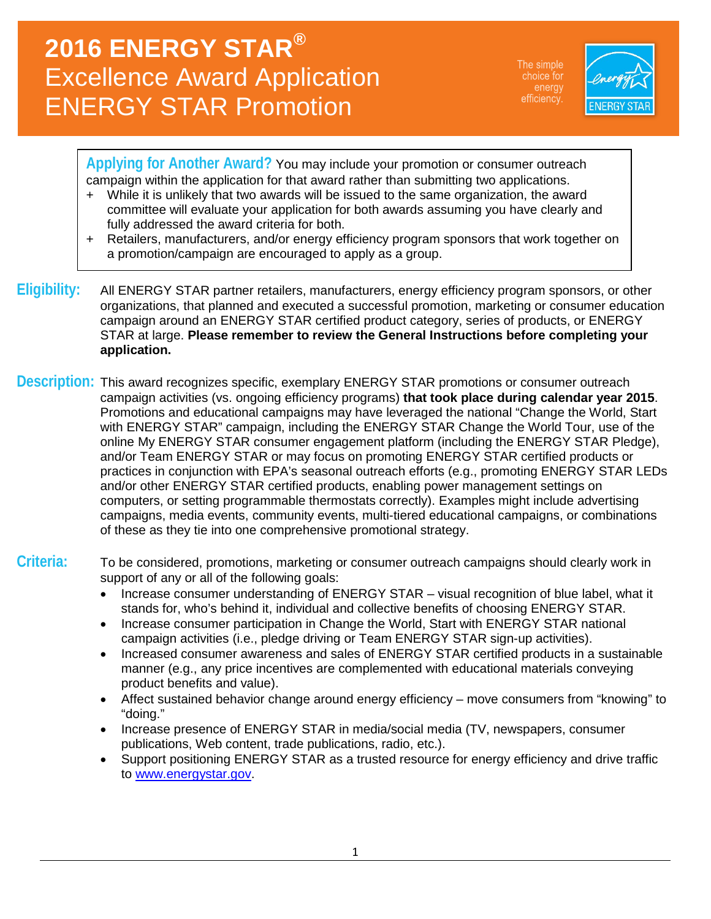# 2016 ENERGY STAR®
## Excellence Award Application
## ENERGY STAR Promotion

The simple choice for energy efficiency.

ENERGY STAR

**Applying for Another Award?** You may include your promotion or consumer outreach campaign within the application for that award rather than submitting two applications.

+ While it is unlikely that two awards will be issued to the same organization, the award committee will evaluate your application for both awards assuming you have clearly and fully addressed the award criteria for both.
+ Retailers, manufacturers, and/or energy efficiency program sponsors that work together on a promotion/campaign are encouraged to apply as a group.

**Eligibility:** All ENERGY STAR partner retailers, manufacturers, energy efficiency program sponsors, or other organizations, that planned and executed a successful promotion, marketing or consumer education campaign around an ENERGY STAR certified product category, series of products, or ENERGY STAR at large. **Please remember to review the General Instructions before completing your application.**

**Description:** This award recognizes specific, exemplary ENERGY STAR promotions or consumer outreach campaign activities (vs. ongoing efficiency programs) **that took place during calendar year 2015**. Promotions and educational campaigns may have leveraged the national "Change the World, Start with ENERGY STAR" campaign, including the ENERGY STAR Change the World Tour, use of the online My ENERGY STAR consumer engagement platform (including the ENERGY STAR Pledge), and/or Team ENERGY STAR or may focus on promoting ENERGY STAR certified products or practices in conjunction with EPA's seasonal outreach efforts (e.g., promoting ENERGY STAR LEDs and/or other ENERGY STAR certified products, enabling power management settings on computers, or setting programmable thermostats correctly). Examples might include advertising campaigns, media events, community events, multi-tiered educational campaigns, or combinations of these as they tie into one comprehensive promotional strategy.

**Criteria:** To be considered, promotions, marketing or consumer outreach campaigns should clearly work in support of any or all of the following goals:

- Increase consumer understanding of ENERGY STAR – visual recognition of blue label, what it stands for, who's behind it, individual and collective benefits of choosing ENERGY STAR.
- Increase consumer participation in Change the World, Start with ENERGY STAR national campaign activities (i.e., pledge driving or Team ENERGY STAR sign-up activities).
- Increased consumer awareness and sales of ENERGY STAR certified products in a sustainable manner (e.g., any price incentives are complemented with educational materials conveying product benefits and value).
- Affect sustained behavior change around energy efficiency – move consumers from "knowing" to "doing."
- Increase presence of ENERGY STAR in media/social media (TV, newspapers, consumer publications, Web content, trade publications, radio, etc.).
- Support positioning ENERGY STAR as a trusted resource for energy efficiency and drive traffic to www.energystar.gov.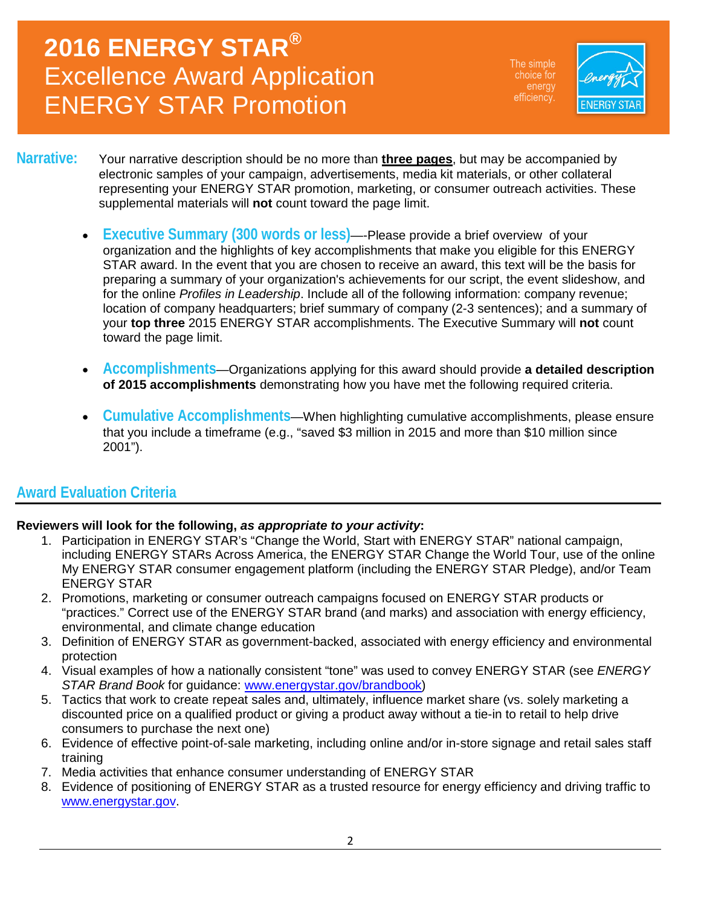# 2016 ENERGY STAR®
# Excellence Award Application
# ENERGY STAR Promotion

The simple choice for energy efficiency.

**Narrative:** Your narrative description should be no more than **three pages**, but may be accompanied by electronic samples of your campaign, advertisements, media kit materials, or other collateral representing your ENERGY STAR promotion, marketing, or consumer outreach activities. These supplemental materials will **not** count toward the page limit.

- **Executive Summary (300 words or less)**—-Please provide a brief overview of your organization and the highlights of key accomplishments that make you eligible for this ENERGY STAR award. In the event that you are chosen to receive an award, this text will be the basis for preparing a summary of your organization's achievements for our script, the event slideshow, and for the online *Profiles in Leadership*. Include all of the following information: company revenue; location of company headquarters; brief summary of company (2-3 sentences); and a summary of your **top three** 2015 ENERGY STAR accomplishments. The Executive Summary will **not** count toward the page limit.

- **Accomplishments**—Organizations applying for this award should provide **a detailed description of 2015 accomplishments** demonstrating how you have met the following required criteria.

- **Cumulative Accomplishments**—When highlighting cumulative accomplishments, please ensure that you include a timeframe (e.g., "saved $3 million in 2015 and more than $10 million since 2001").

## Award Evaluation Criteria

**Reviewers will look for the following, *as appropriate to your activity*:**

1. Participation in ENERGY STAR's "Change the World, Start with ENERGY STAR" national campaign, including ENERGY STARs Across America, the ENERGY STAR Change the World Tour, use of the online My ENERGY STAR consumer engagement platform (including the ENERGY STAR Pledge), and/or Team ENERGY STAR
2. Promotions, marketing or consumer outreach campaigns focused on ENERGY STAR products or "practices." Correct use of the ENERGY STAR brand (and marks) and association with energy efficiency, environmental, and climate change education
3. Definition of ENERGY STAR as government-backed, associated with energy efficiency and environmental protection
4. Visual examples of how a nationally consistent "tone" was used to convey ENERGY STAR (see *ENERGY STAR Brand Book* for guidance: www.energystar.gov/brandbook)
5. Tactics that work to create repeat sales and, ultimately, influence market share (vs. solely marketing a discounted price on a qualified product or giving a product away without a tie-in to retail to help drive consumers to purchase the next one)
6. Evidence of effective point-of-sale marketing, including online and/or in-store signage and retail sales staff training
7. Media activities that enhance consumer understanding of ENERGY STAR
8. Evidence of positioning of ENERGY STAR as a trusted resource for energy efficiency and driving traffic to www.energystar.gov.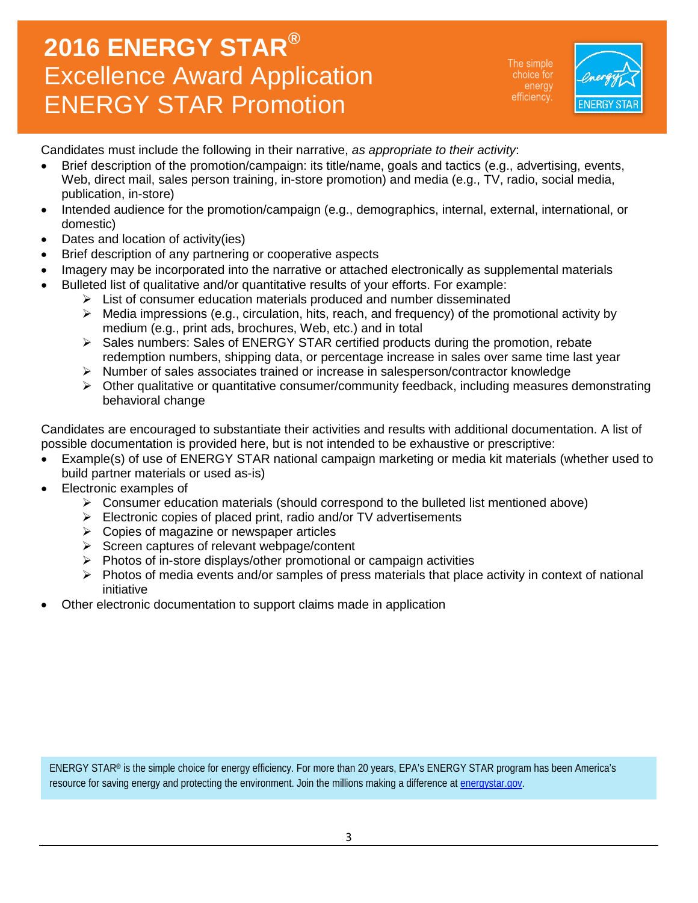# 2016 ENERGY STAR®
## Excellence Award Application
## ENERGY STAR Promotion

The simple choice for energy efficiency.

Candidates must include the following in their narrative, *as appropriate to their activity*:

- Brief description of the promotion/campaign: its title/name, goals and tactics (e.g., advertising, events, Web, direct mail, sales person training, in-store promotion) and media (e.g., TV, radio, social media, publication, in-store)
- Intended audience for the promotion/campaign (e.g., demographics, internal, external, international, or domestic)
- Dates and location of activity(ies)
- Brief description of any partnering or cooperative aspects
- Imagery may be incorporated into the narrative or attached electronically as supplemental materials
- Bulleted list of qualitative and/or quantitative results of your efforts. For example:
  - List of consumer education materials produced and number disseminated
  - Media impressions (e.g., circulation, hits, reach, and frequency) of the promotional activity by medium (e.g., print ads, brochures, Web, etc.) and in total
  - Sales numbers: Sales of ENERGY STAR certified products during the promotion, rebate redemption numbers, shipping data, or percentage increase in sales over same time last year
  - Number of sales associates trained or increase in salesperson/contractor knowledge
  - Other qualitative or quantitative consumer/community feedback, including measures demonstrating behavioral change

Candidates are encouraged to substantiate their activities and results with additional documentation. A list of possible documentation is provided here, but is not intended to be exhaustive or prescriptive:

- Example(s) of use of ENERGY STAR national campaign marketing or media kit materials (whether used to build partner materials or used as-is)
- Electronic examples of
  - Consumer education materials (should correspond to the bulleted list mentioned above)
  - Electronic copies of placed print, radio and/or TV advertisements
  - Copies of magazine or newspaper articles
  - Screen captures of relevant webpage/content
  - Photos of in-store displays/other promotional or campaign activities
  - Photos of media events and/or samples of press materials that place activity in context of national initiative
- Other electronic documentation to support claims made in application

ENERGY STAR® is the simple choice for energy efficiency. For more than 20 years, EPA's ENERGY STAR program has been America's resource for saving energy and protecting the environment. Join the millions making a difference at energystar.gov.